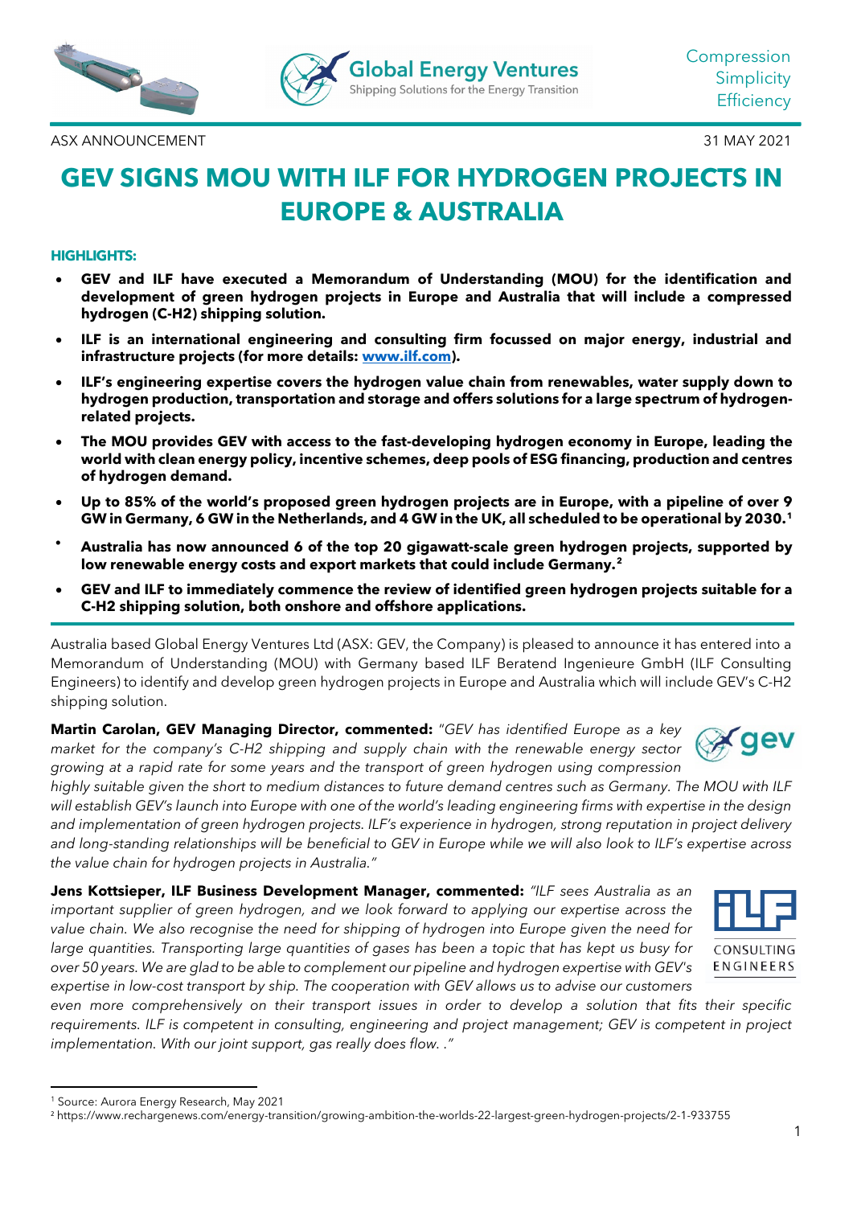ASX ANNOUNCEMENT 31 MAY 2021

# GEV SIGNS MOU WITH ILF FOR HYDROGEN PROJECTS IN EUROPE & AUSTRALIA

**HIGHLIGHTS:**

- **GEV and ILF have executed a Memorandum of Understanding (MOU) for the identification and development of green hydrogen projects in Europe and Australia that will include a compressed hydrogen (C-H2) shipping solution.**
- **ILF is an international engineering and consulting firm focussed on major energy, industrial and infrastructure projects (for more details: [www.ilf.com](http://www.ilf.com)).**
- **ILF's engineering expertise covers the hydrogen value chain from renewables, water supply down to hydrogen production, transportation and storage and offers solutions for a large spectrum of hydrogen-related projects.**
- **The MOU provides GEV with access to the fast-developing hydrogen economy in Europe, leading the world with clean energy policy, incentive schemes, deep pools of ESG financing, production and centres of hydrogen demand.**
- **Up to 85% of the world's proposed green hydrogen projects are in Europe, with a pipeline of over 9 GW in Germany, 6 GW in the Netherlands, and 4 GW in the UK, all scheduled to be operational by 2030.[1]**
- **Australia has now announced 6 of the top 20 gigawatt-scale green hydrogen projects, supported by low renewable energy costs and export markets that could include Germany.[2]**
- **GEV and ILF to immediately commence the review of identified green hydrogen projects suitable for a C-H2 shipping solution, both onshore and offshore applications.**

Australia based Global Energy Ventures Ltd (ASX: GEV, the Company) is pleased to announce it has entered into a Memorandum of Understanding (MOU) with Germany based ILF Beratend Ingenieure GmbH (ILF Consulting Engineers) to identify and develop green hydrogen projects in Europe and Australia which will include GEV's C-H2 shipping solution.

**Martin Carolan, GEV Managing Director, commented:** "*GEV has identified Europe as a key market for the company's C-H2 shipping and supply chain with the renewable energy sector growing at a rapid rate for some years and the transport of green hydrogen using compression highly suitable given the short to medium distances to future demand centres such as Germany. The MOU with ILF will establish GEV's launch into Europe with one of the world's leading engineering firms with expertise in the design and implementation of green hydrogen projects. ILF's experience in hydrogen, strong reputation in project delivery and long-standing relationships will be beneficial to GEV in Europe while we will also look to ILF's expertise across the value chain for hydrogen projects in Australia.*"

**Jens Kottsieper, ILF Business Development Manager, commented:** *"ILF sees Australia as an important supplier of green hydrogen, and we look forward to applying our expertise across the value chain. We also recognise the need for shipping of hydrogen into Europe given the need for large quantities. Transporting large quantities of gases has been a topic that has kept us busy for over 50 years. We are glad to be able to complement our pipeline and hydrogen expertise with GEV's expertise in low-cost transport by ship. The cooperation with GEV allows us to advise our customers even more comprehensively on their transport issues in order to develop a solution that fits their specific requirements. ILF is competent in consulting, engineering and project management; GEV is competent in project implementation. With our joint support, gas really does flow. ."*

---

[1] Source: Aurora Energy Research, May 2021

[2] https://www.rechargenews.com/energy-transition/growing-ambition-the-worlds-22-largest-green-hydrogen-projects/2-1-933755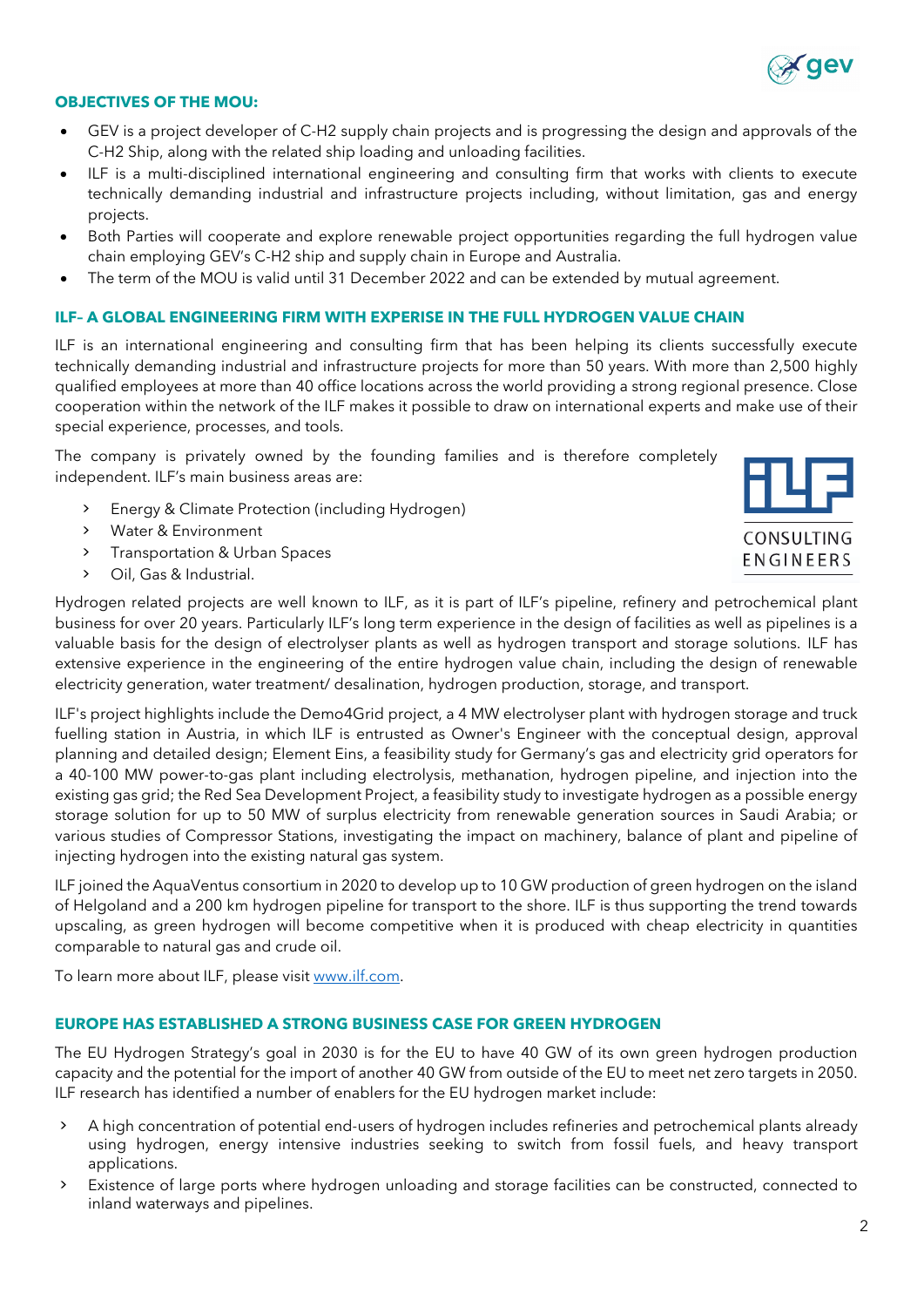### OBJECTIVES OF THE MOU:

- GEV is a project developer of C-H2 supply chain projects and is progressing the design and approvals of the C-H2 Ship, along with the related ship loading and unloading facilities.
- ILF is a multi-disciplined international engineering and consulting firm that works with clients to execute technically demanding industrial and infrastructure projects including, without limitation, gas and energy projects.
- Both Parties will cooperate and explore renewable project opportunities regarding the full hydrogen value chain employing GEV's C-H2 ship and supply chain in Europe and Australia.
- The term of the MOU is valid until 31 December 2022 and can be extended by mutual agreement.

### ILF– A GLOBAL ENGINEERING FIRM WITH EXPERISE IN THE FULL HYDROGEN VALUE CHAIN

ILF is an international engineering and consulting firm that has been helping its clients successfully execute technically demanding industrial and infrastructure projects for more than 50 years. With more than 2,500 highly qualified employees at more than 40 office locations across the world providing a strong regional presence. Close cooperation within the network of the ILF makes it possible to draw on international experts and make use of their special experience, processes, and tools.

The company is privately owned by the founding families and is therefore completely independent. ILF's main business areas are:

- Energy & Climate Protection (including Hydrogen)
- Water & Environment
- Transportation & Urban Spaces
- Oil, Gas & Industrial.

Hydrogen related projects are well known to ILF, as it is part of ILF's pipeline, refinery and petrochemical plant business for over 20 years. Particularly ILF's long term experience in the design of facilities as well as pipelines is a valuable basis for the design of electrolyser plants as well as hydrogen transport and storage solutions. ILF has extensive experience in the engineering of the entire hydrogen value chain, including the design of renewable electricity generation, water treatment/ desalination, hydrogen production, storage, and transport.

ILF's project highlights include the Demo4Grid project, a 4 MW electrolyser plant with hydrogen storage and truck fuelling station in Austria, in which ILF is entrusted as Owner's Engineer with the conceptual design, approval planning and detailed design; Element Eins, a feasibility study for Germany's gas and electricity grid operators for a 40-100 MW power-to-gas plant including electrolysis, methanation, hydrogen pipeline, and injection into the existing gas grid; the Red Sea Development Project, a feasibility study to investigate hydrogen as a possible energy storage solution for up to 50 MW of surplus electricity from renewable generation sources in Saudi Arabia; or various studies of Compressor Stations, investigating the impact on machinery, balance of plant and pipeline of injecting hydrogen into the existing natural gas system.

ILF joined the AquaVentus consortium in 2020 to develop up to 10 GW production of green hydrogen on the island of Helgoland and a 200 km hydrogen pipeline for transport to the shore. ILF is thus supporting the trend towards upscaling, as green hydrogen will become competitive when it is produced with cheap electricity in quantities comparable to natural gas and crude oil.

To learn more about ILF, please visit www.ilf.com.

### EUROPE HAS ESTABLISHED A STRONG BUSINESS CASE FOR GREEN HYDROGEN

The EU Hydrogen Strategy's goal in 2030 is for the EU to have 40 GW of its own green hydrogen production capacity and the potential for the import of another 40 GW from outside of the EU to meet net zero targets in 2050. ILF research has identified a number of enablers for the EU hydrogen market include:

- A high concentration of potential end-users of hydrogen includes refineries and petrochemical plants already using hydrogen, energy intensive industries seeking to switch from fossil fuels, and heavy transport applications.
- Existence of large ports where hydrogen unloading and storage facilities can be constructed, connected to inland waterways and pipelines.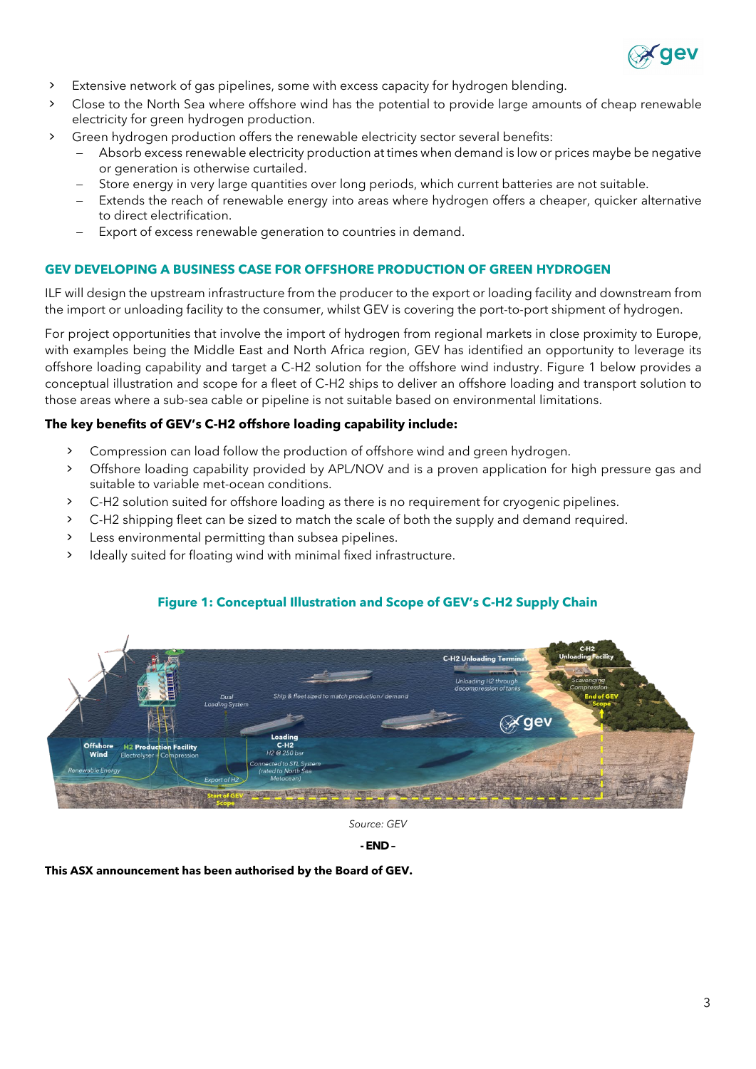- Extensive network of gas pipelines, some with excess capacity for hydrogen blending.
- Close to the North Sea where offshore wind has the potential to provide large amounts of cheap renewable electricity for green hydrogen production.
- Green hydrogen production offers the renewable electricity sector several benefits:
  - Absorb excess renewable electricity production at times when demand is low or prices maybe be negative or generation is otherwise curtailed.
  - Store energy in very large quantities over long periods, which current batteries are not suitable.
  - Extends the reach of renewable energy into areas where hydrogen offers a cheaper, quicker alternative to direct electrification.
  - Export of excess renewable generation to countries in demand.

## GEV DEVELOPING A BUSINESS CASE FOR OFFSHORE PRODUCTION OF GREEN HYDROGEN

ILF will design the upstream infrastructure from the producer to the export or loading facility and downstream from the import or unloading facility to the consumer, whilst GEV is covering the port-to-port shipment of hydrogen.

For project opportunities that involve the import of hydrogen from regional markets in close proximity to Europe, with examples being the Middle East and North Africa region, GEV has identified an opportunity to leverage its offshore loading capability and target a C-H2 solution for the offshore wind industry. Figure 1 below provides a conceptual illustration and scope for a fleet of C-H2 ships to deliver an offshore loading and transport solution to those areas where a sub-sea cable or pipeline is not suitable based on environmental limitations.

**The key benefits of GEV's C-H2 offshore loading capability include:**

- Compression can load follow the production of offshore wind and green hydrogen.
- Offshore loading capability provided by APL/NOV and is a proven application for high pressure gas and suitable to variable met-ocean conditions.
- C-H2 solution suited for offshore loading as there is no requirement for cryogenic pipelines.
- C-H2 shipping fleet can be sized to match the scale of both the supply and demand required.
- Less environmental permitting than subsea pipelines.
- Ideally suited for floating wind with minimal fixed infrastructure.

**Figure 1: Conceptual Illustration and Scope of GEV's C-H2 Supply Chain**

*Source: GEV*

**- END –**

**This ASX announcement has been authorised by the Board of GEV.**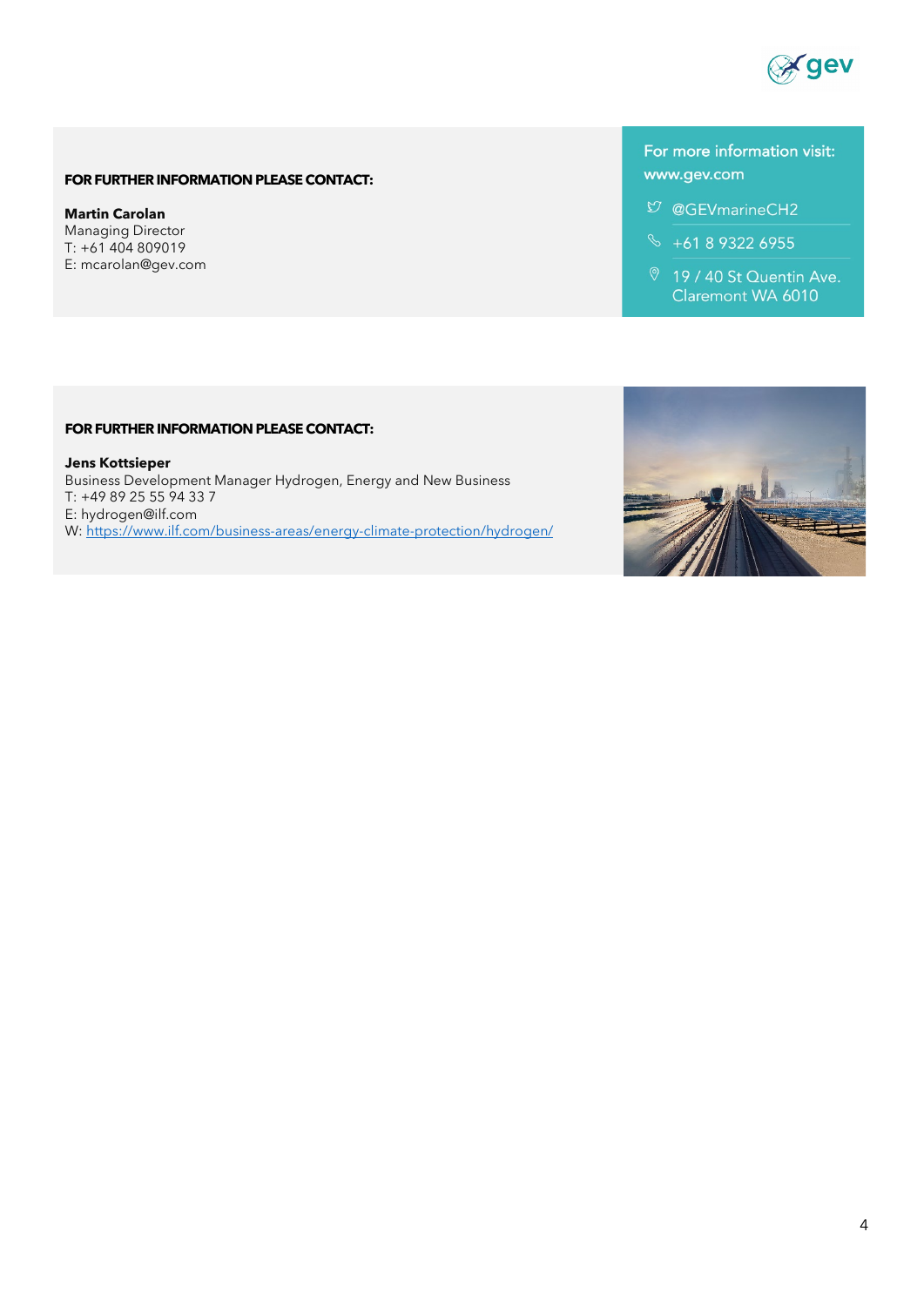**FOR FURTHER INFORMATION PLEASE CONTACT:**

**Martin Carolan**
Managing Director
T: +61 404 809019
E: mcarolan@gev.com

For more information visit:
www.gev.com

@GEVmarineCH2

+61 8 9322 6955

19 / 40 St Quentin Ave.
Claremont WA 6010

**FOR FURTHER INFORMATION PLEASE CONTACT:**

**Jens Kottsieper**
Business Development Manager Hydrogen, Energy and New Business
T: +49 89 25 55 94 33 7
E: hydrogen@ilf.com
W: https://www.ilf.com/business-areas/energy-climate-protection/hydrogen/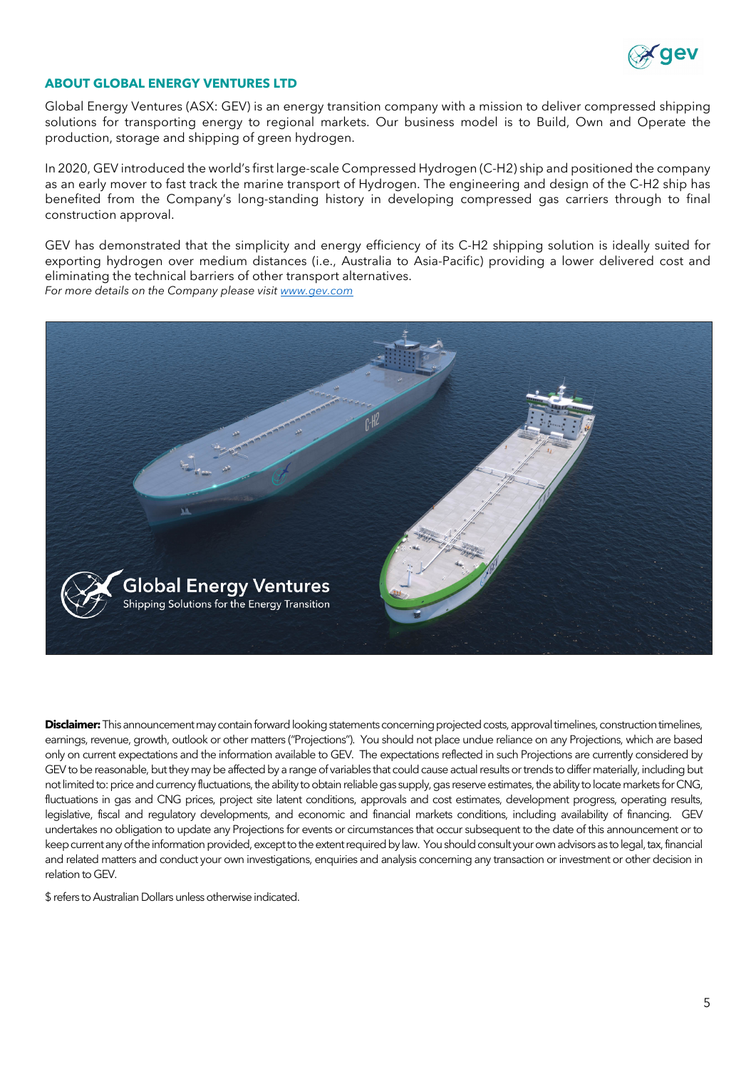## ABOUT GLOBAL ENERGY VENTURES LTD

Global Energy Ventures (ASX: GEV) is an energy transition company with a mission to deliver compressed shipping solutions for transporting energy to regional markets. Our business model is to Build, Own and Operate the production, storage and shipping of green hydrogen.

In 2020, GEV introduced the world's first large-scale Compressed Hydrogen (C-H2) ship and positioned the company as an early mover to fast track the marine transport of Hydrogen. The engineering and design of the C-H2 ship has benefited from the Company's long-standing history in developing compressed gas carriers through to final construction approval.

GEV has demonstrated that the simplicity and energy efficiency of its C-H2 shipping solution is ideally suited for exporting hydrogen over medium distances (i.e., Australia to Asia-Pacific) providing a lower delivered cost and eliminating the technical barriers of other transport alternatives.

*For more details on the Company please visit [www.gev.com](http://www.gev.com)*

**Disclaimer:** This announcement may contain forward looking statements concerning projected costs, approval timelines, construction timelines, earnings, revenue, growth, outlook or other matters ("Projections"). You should not place undue reliance on any Projections, which are based only on current expectations and the information available to GEV. The expectations reflected in such Projections are currently considered by GEV to be reasonable, but they may be affected by a range of variables that could cause actual results or trends to differ materially, including but not limited to: price and currency fluctuations, the ability to obtain reliable gas supply, gas reserve estimates, the ability to locate markets for CNG, fluctuations in gas and CNG prices, project site latent conditions, approvals and cost estimates, development progress, operating results, legislative, fiscal and regulatory developments, and economic and financial markets conditions, including availability of financing. GEV undertakes no obligation to update any Projections for events or circumstances that occur subsequent to the date of this announcement or to keep current any of the information provided, except to the extent required by law. You should consult your own advisors as to legal, tax, financial and related matters and conduct your own investigations, enquiries and analysis concerning any transaction or investment or other decision in relation to GEV.

$ refers to Australian Dollars unless otherwise indicated.